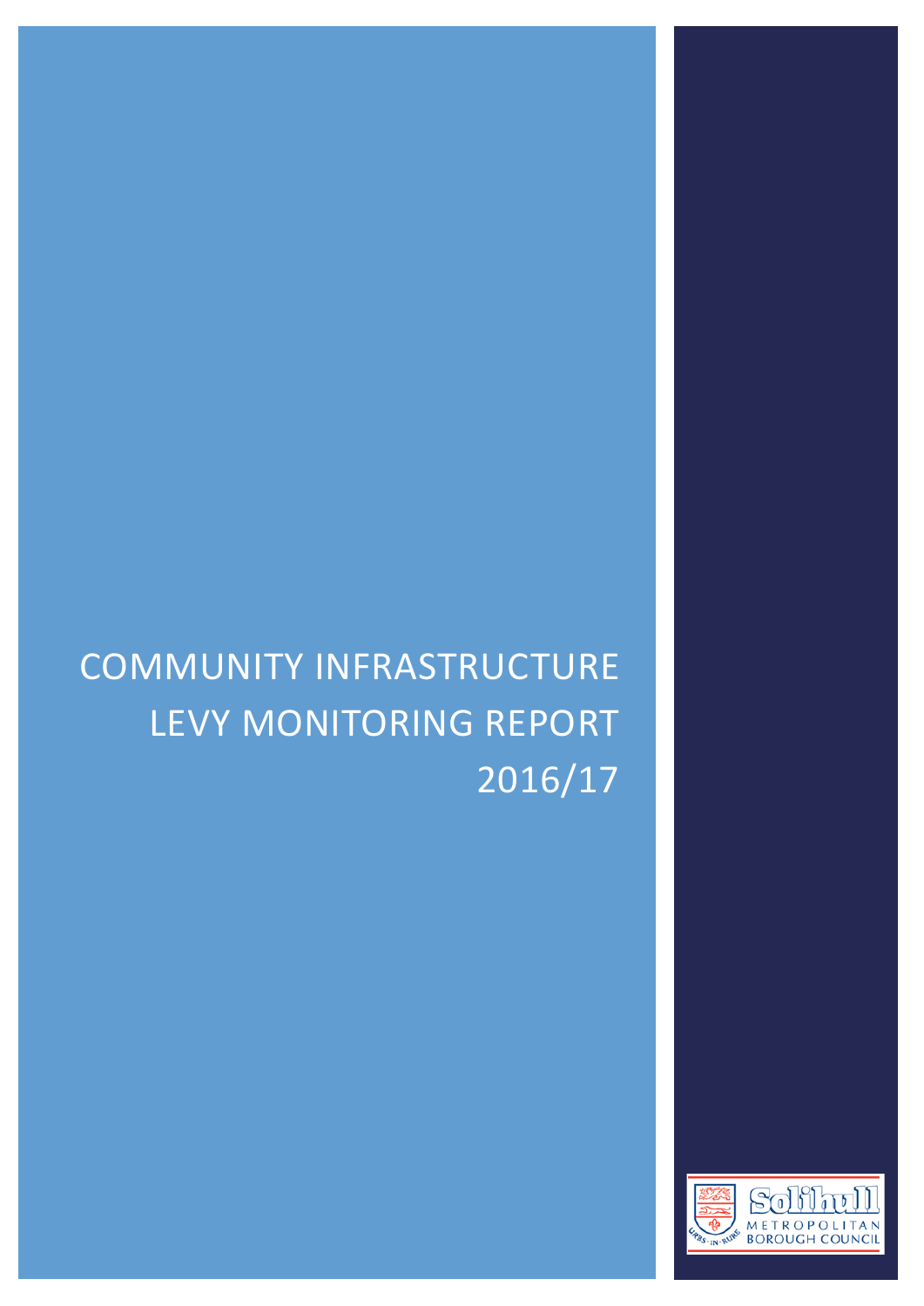# COMMUNITY INFRASTRUCTURE LEVY MONITORING REPORT 2016/17

Solihull METROPOLITAN BOROUGH COUNCIL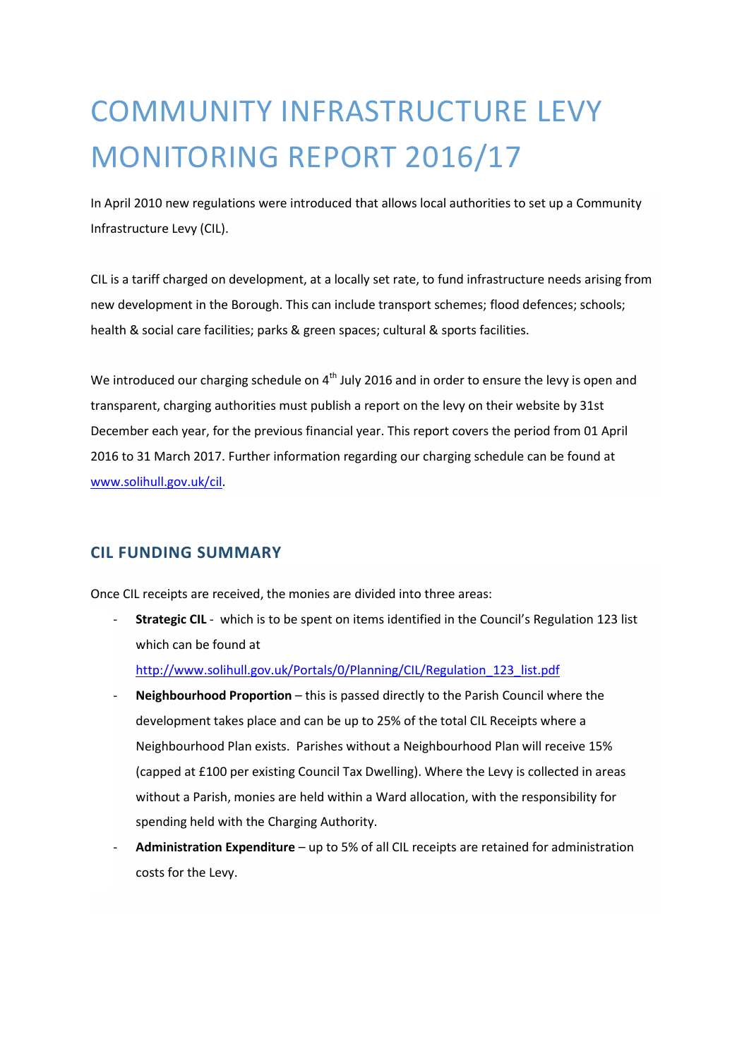# COMMUNITY INFRASTRUCTURE LEVY MONITORING REPORT 2016/17

In April 2010 new regulations were introduced that allows local authorities to set up a Community Infrastructure Levy (CIL).

CIL is a tariff charged on development, at a locally set rate, to fund infrastructure needs arising from new development in the Borough. This can include transport schemes; flood defences; schools; health & social care facilities; parks & green spaces; cultural & sports facilities.

We introduced our charging schedule on 4th July 2016 and in order to ensure the levy is open and transparent, charging authorities must publish a report on the levy on their website by 31st December each year, for the previous financial year. This report covers the period from 01 April 2016 to 31 March 2017. Further information regarding our charging schedule can be found at www.solihull.gov.uk/cil.

## CIL FUNDING SUMMARY

Once CIL receipts are received, the monies are divided into three areas:

- **Strategic CIL** - which is to be spent on items identified in the Council's Regulation 123 list which can be found at http://www.solihull.gov.uk/Portals/0/Planning/CIL/Regulation_123_list.pdf
- **Neighbourhood Proportion** – this is passed directly to the Parish Council where the development takes place and can be up to 25% of the total CIL Receipts where a Neighbourhood Plan exists. Parishes without a Neighbourhood Plan will receive 15% (capped at £100 per existing Council Tax Dwelling). Where the Levy is collected in areas without a Parish, monies are held within a Ward allocation, with the responsibility for spending held with the Charging Authority.
- **Administration Expenditure** – up to 5% of all CIL receipts are retained for administration costs for the Levy.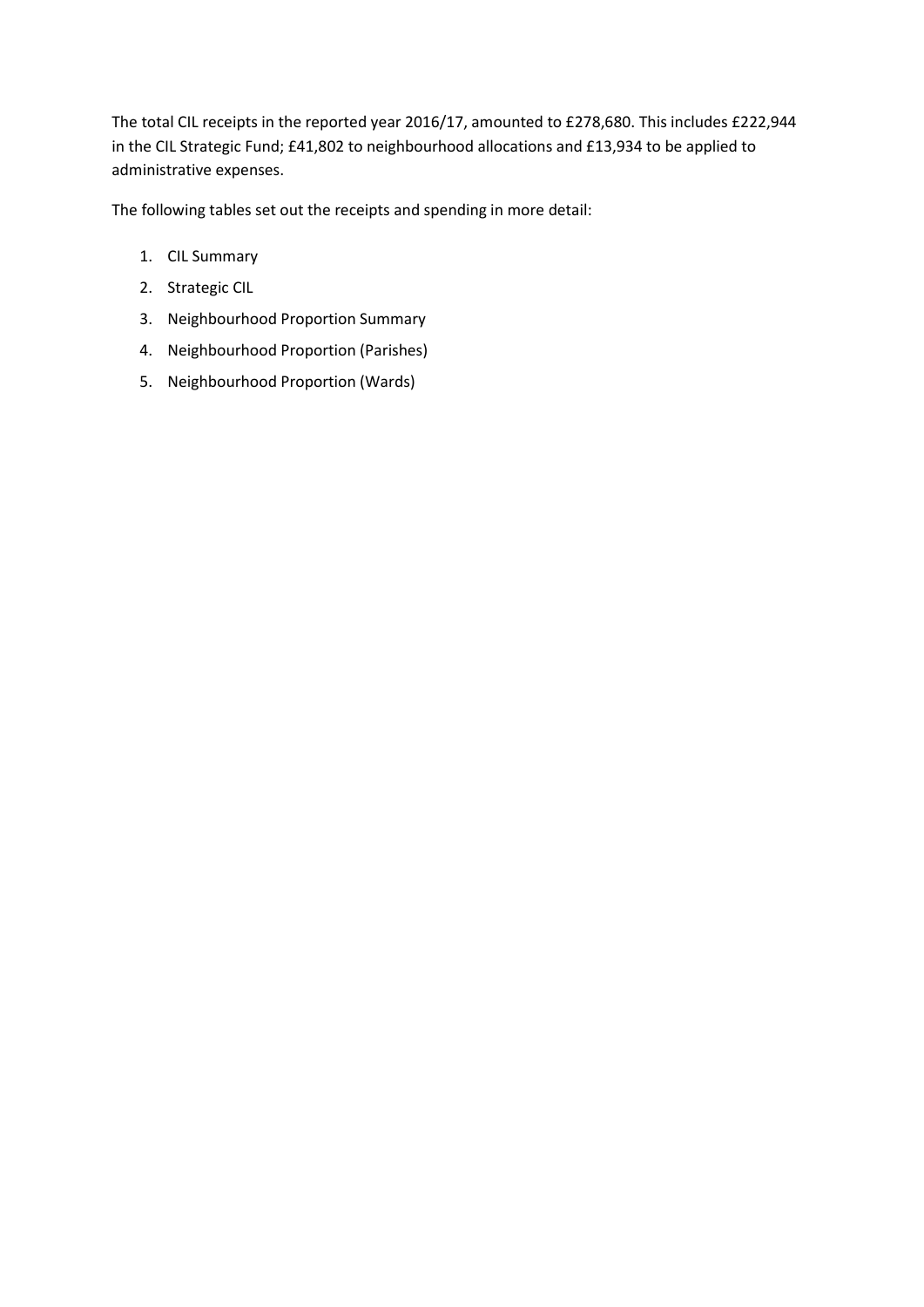The total CIL receipts in the reported year 2016/17, amounted to £278,680. This includes £222,944 in the CIL Strategic Fund; £41,802 to neighbourhood allocations and £13,934 to be applied to administrative expenses.

The following tables set out the receipts and spending in more detail:

1. CIL Summary
2. Strategic CIL
3. Neighbourhood Proportion Summary
4. Neighbourhood Proportion (Parishes)
5. Neighbourhood Proportion (Wards)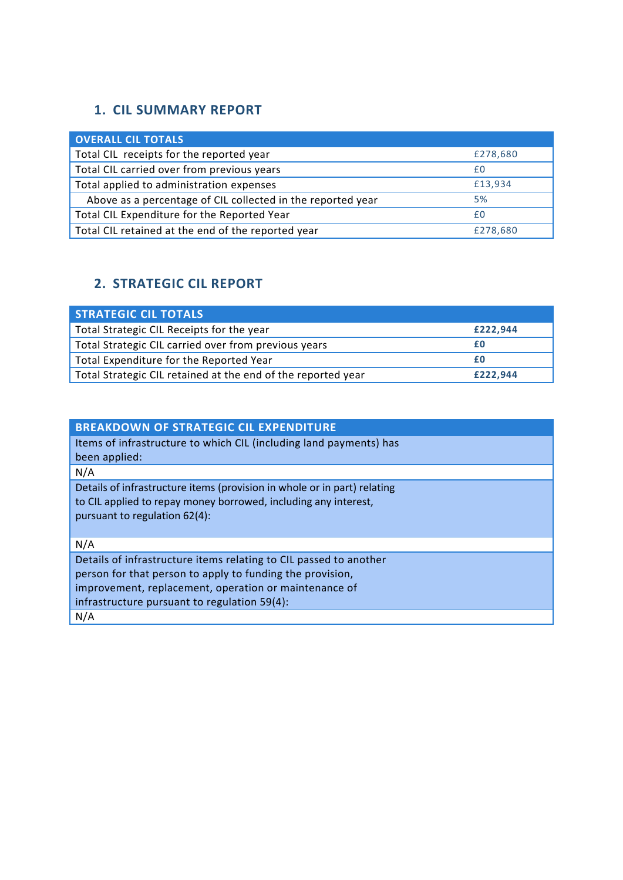## 1. CIL SUMMARY REPORT

| OVERALL CIL TOTALS | |
|---|---|
| Total CIL receipts for the reported year | £278,680 |
| Total CIL carried over from previous years | £0 |
| Total applied to administration expenses | £13,934 |
| Above as a percentage of CIL collected in the reported year | 5% |
| Total CIL Expenditure for the Reported Year | £0 |
| Total CIL retained at the end of the reported year | £278,680 |

## 2. STRATEGIC CIL REPORT

| STRATEGIC CIL TOTALS | |
|---|---|
| Total Strategic CIL Receipts for the year | **£222,944** |
| Total Strategic CIL carried over from previous years | **£0** |
| Total Expenditure for the Reported Year | **£0** |
| Total Strategic CIL retained at the end of the reported year | **£222,944** |

| BREAKDOWN OF STRATEGIC CIL EXPENDITURE |
|---|
| Items of infrastructure to which CIL (including land payments) has been applied: |
| N/A |
| Details of infrastructure items (provision in whole or in part) relating to CIL applied to repay money borrowed, including any interest, pursuant to regulation 62(4): |
| N/A |
| Details of infrastructure items relating to CIL passed to another person for that person to apply to funding the provision, improvement, replacement, operation or maintenance of infrastructure pursuant to regulation 59(4): |
| N/A |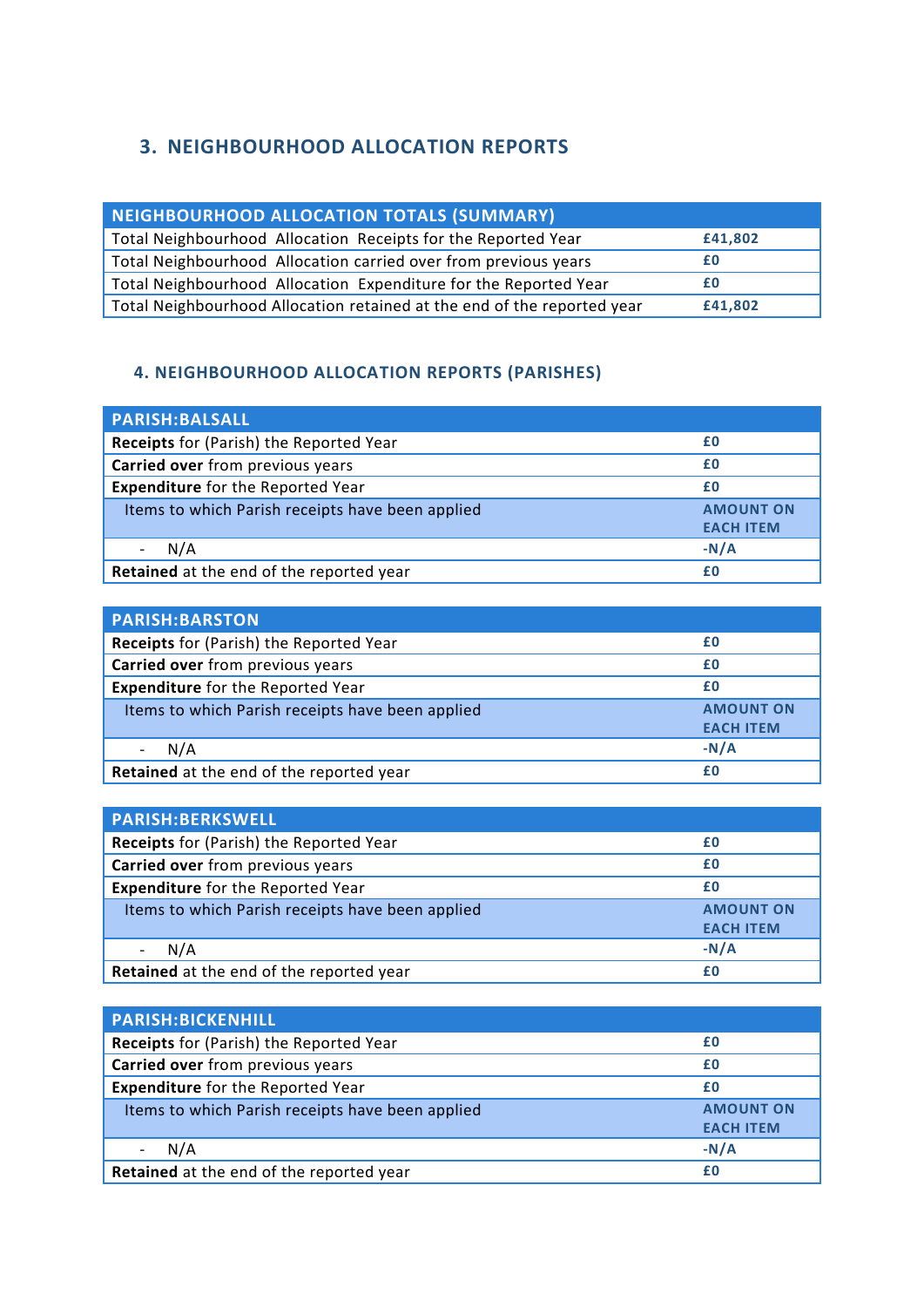## 3. NEIGHBOURHOOD ALLOCATION REPORTS

| NEIGHBOURHOOD ALLOCATION TOTALS (SUMMARY) | |
|---|---|
| Total Neighbourhood Allocation Receipts for the Reported Year | **£41,802** |
| Total Neighbourhood Allocation carried over from previous years | **£0** |
| Total Neighbourhood Allocation Expenditure for the Reported Year | **£0** |
| Total Neighbourhood Allocation retained at the end of the reported year | **£41,802** |

### 4. NEIGHBOURHOOD ALLOCATION REPORTS (PARISHES)

| PARISH:BALSALL | |
|---|---|
| **Receipts** for (Parish) the Reported Year | **£0** |
| **Carried over** from previous years | **£0** |
| **Expenditure** for the Reported Year | **£0** |
| Items to which Parish receipts have been applied | **AMOUNT ON EACH ITEM** |
| - N/A | **-N/A** |
| **Retained** at the end of the reported year | **£0** |

| PARISH:BARSTON | |
|---|---|
| **Receipts** for (Parish) the Reported Year | **£0** |
| **Carried over** from previous years | **£0** |
| **Expenditure** for the Reported Year | **£0** |
| Items to which Parish receipts have been applied | **AMOUNT ON EACH ITEM** |
| - N/A | **-N/A** |
| **Retained** at the end of the reported year | **£0** |

| PARISH:BERKSWELL | |
|---|---|
| **Receipts** for (Parish) the Reported Year | **£0** |
| **Carried over** from previous years | **£0** |
| **Expenditure** for the Reported Year | **£0** |
| Items to which Parish receipts have been applied | **AMOUNT ON EACH ITEM** |
| - N/A | **-N/A** |
| **Retained** at the end of the reported year | **£0** |

| PARISH:BICKENHILL | |
|---|---|
| **Receipts** for (Parish) the Reported Year | **£0** |
| **Carried over** from previous years | **£0** |
| **Expenditure** for the Reported Year | **£0** |
| Items to which Parish receipts have been applied | **AMOUNT ON EACH ITEM** |
| - N/A | **-N/A** |
| **Retained** at the end of the reported year | **£0** |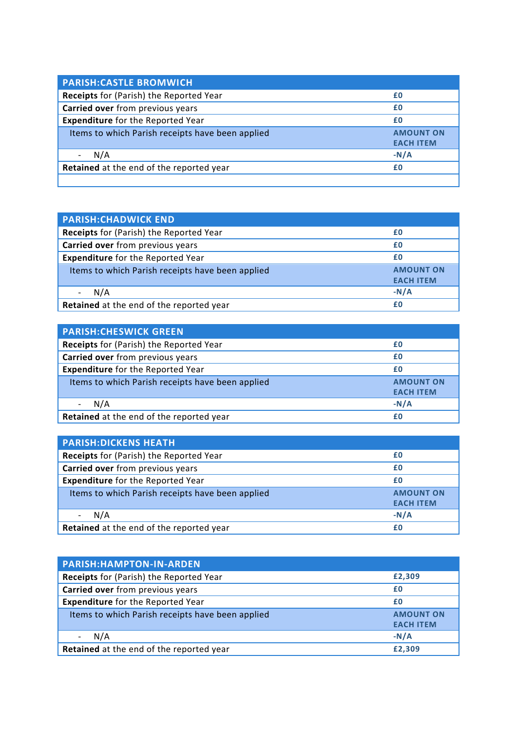| PARISH:CASTLE BROMWICH | |
|---|---|
| **Receipts** for (Parish) the Reported Year | £0 |
| **Carried over** from previous years | £0 |
| **Expenditure** for the Reported Year | £0 |
| Items to which Parish receipts have been applied | AMOUNT ON EACH ITEM |
| - N/A | -N/A |
| **Retained** at the end of the reported year | £0 |
| | |

| PARISH:CHADWICK END | |
|---|---|
| **Receipts** for (Parish) the Reported Year | £0 |
| **Carried over** from previous years | £0 |
| **Expenditure** for the Reported Year | £0 |
| Items to which Parish receipts have been applied | AMOUNT ON EACH ITEM |
| - N/A | -N/A |
| **Retained** at the end of the reported year | £0 |

| PARISH:CHESWICK GREEN | |
|---|---|
| **Receipts** for (Parish) the Reported Year | £0 |
| **Carried over** from previous years | £0 |
| **Expenditure** for the Reported Year | £0 |
| Items to which Parish receipts have been applied | AMOUNT ON EACH ITEM |
| - N/A | -N/A |
| **Retained** at the end of the reported year | £0 |

| PARISH:DICKENS HEATH | |
|---|---|
| **Receipts** for (Parish) the Reported Year | £0 |
| **Carried over** from previous years | £0 |
| **Expenditure** for the Reported Year | £0 |
| Items to which Parish receipts have been applied | AMOUNT ON EACH ITEM |
| - N/A | -N/A |
| **Retained** at the end of the reported year | £0 |

| PARISH:HAMPTON-IN-ARDEN | |
|---|---|
| **Receipts** for (Parish) the Reported Year | £2,309 |
| **Carried over** from previous years | £0 |
| **Expenditure** for the Reported Year | £0 |
| Items to which Parish receipts have been applied | AMOUNT ON EACH ITEM |
| - N/A | -N/A |
| **Retained** at the end of the reported year | £2,309 |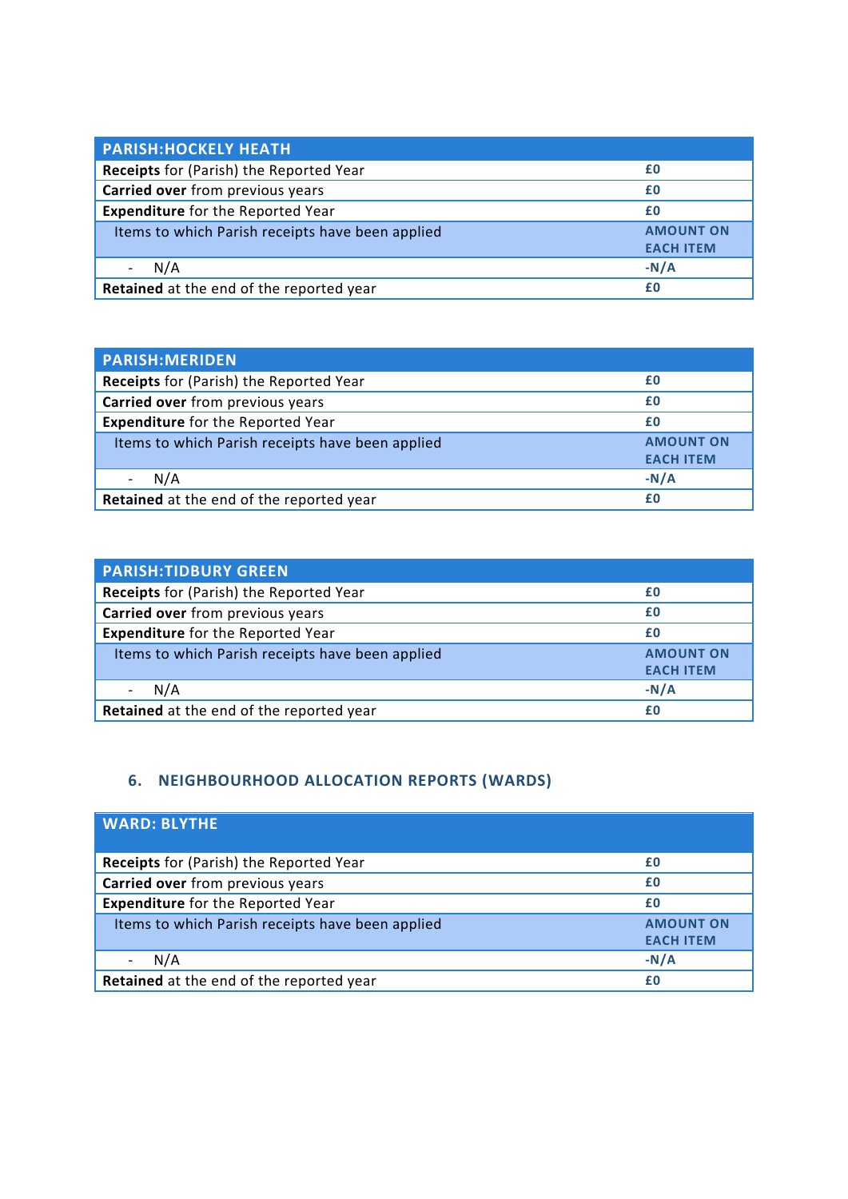| PARISH:HOCKELY HEATH | |
|---|---|
| **Receipts** for (Parish) the Reported Year | **£0** |
| **Carried over** from previous years | **£0** |
| **Expenditure** for the Reported Year | **£0** |
| Items to which Parish receipts have been applied | **AMOUNT ON EACH ITEM** |
| - N/A | **-N/A** |
| **Retained** at the end of the reported year | **£0** |

| PARISH:MERIDEN | |
|---|---|
| **Receipts** for (Parish) the Reported Year | **£0** |
| **Carried over** from previous years | **£0** |
| **Expenditure** for the Reported Year | **£0** |
| Items to which Parish receipts have been applied | **AMOUNT ON EACH ITEM** |
| - N/A | **-N/A** |
| **Retained** at the end of the reported year | **£0** |

| PARISH:TIDBURY GREEN | |
|---|---|
| **Receipts** for (Parish) the Reported Year | **£0** |
| **Carried over** from previous years | **£0** |
| **Expenditure** for the Reported Year | **£0** |
| Items to which Parish receipts have been applied | **AMOUNT ON EACH ITEM** |
| - N/A | **-N/A** |
| **Retained** at the end of the reported year | **£0** |

## 6. NEIGHBOURHOOD ALLOCATION REPORTS (WARDS)

| WARD: BLYTHE | |
|---|---|
| **Receipts** for (Parish) the Reported Year | **£0** |
| **Carried over** from previous years | **£0** |
| **Expenditure** for the Reported Year | **£0** |
| Items to which Parish receipts have been applied | **AMOUNT ON EACH ITEM** |
| - N/A | **-N/A** |
| **Retained** at the end of the reported year | **£0** |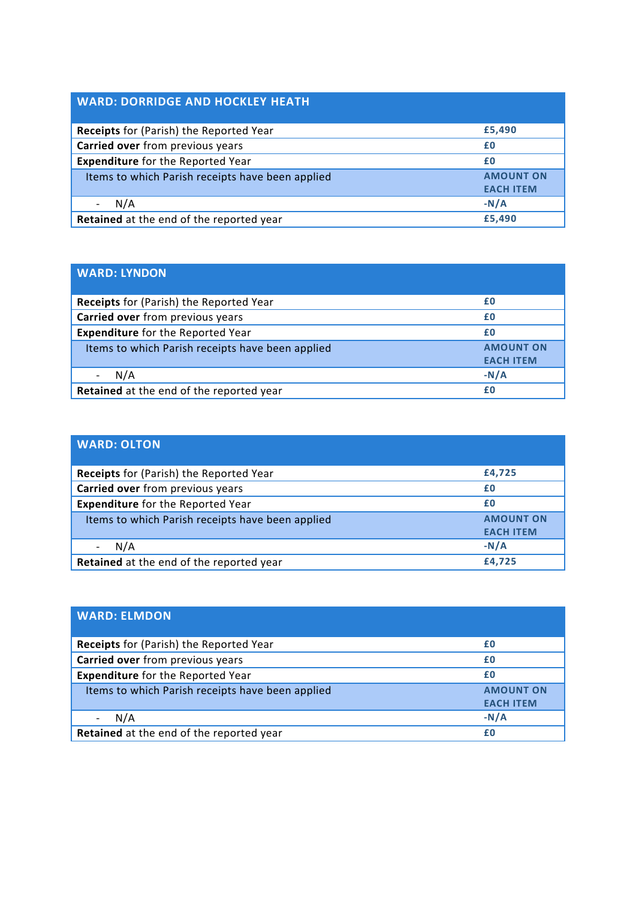| WARD: DORRIDGE AND HOCKLEY HEATH | |
|---|---|
| **Receipts** for (Parish) the Reported Year | **£5,490** |
| **Carried over** from previous years | **£0** |
| **Expenditure** for the Reported Year | **£0** |
| Items to which Parish receipts have been applied | **AMOUNT ON EACH ITEM** |
| - N/A | **-N/A** |
| **Retained** at the end of the reported year | **£5,490** |

| WARD: LYNDON | |
|---|---|
| **Receipts** for (Parish) the Reported Year | **£0** |
| **Carried over** from previous years | **£0** |
| **Expenditure** for the Reported Year | **£0** |
| Items to which Parish receipts have been applied | **AMOUNT ON EACH ITEM** |
| - N/A | **-N/A** |
| **Retained** at the end of the reported year | **£0** |

| WARD: OLTON | |
|---|---|
| **Receipts** for (Parish) the Reported Year | **£4,725** |
| **Carried over** from previous years | **£0** |
| **Expenditure** for the Reported Year | **£0** |
| Items to which Parish receipts have been applied | **AMOUNT ON EACH ITEM** |
| - N/A | **-N/A** |
| **Retained** at the end of the reported year | **£4,725** |

| WARD: ELMDON | |
|---|---|
| **Receipts** for (Parish) the Reported Year | **£0** |
| **Carried over** from previous years | **£0** |
| **Expenditure** for the Reported Year | **£0** |
| Items to which Parish receipts have been applied | **AMOUNT ON EACH ITEM** |
| - N/A | **-N/A** |
| **Retained** at the end of the reported year | **£0** |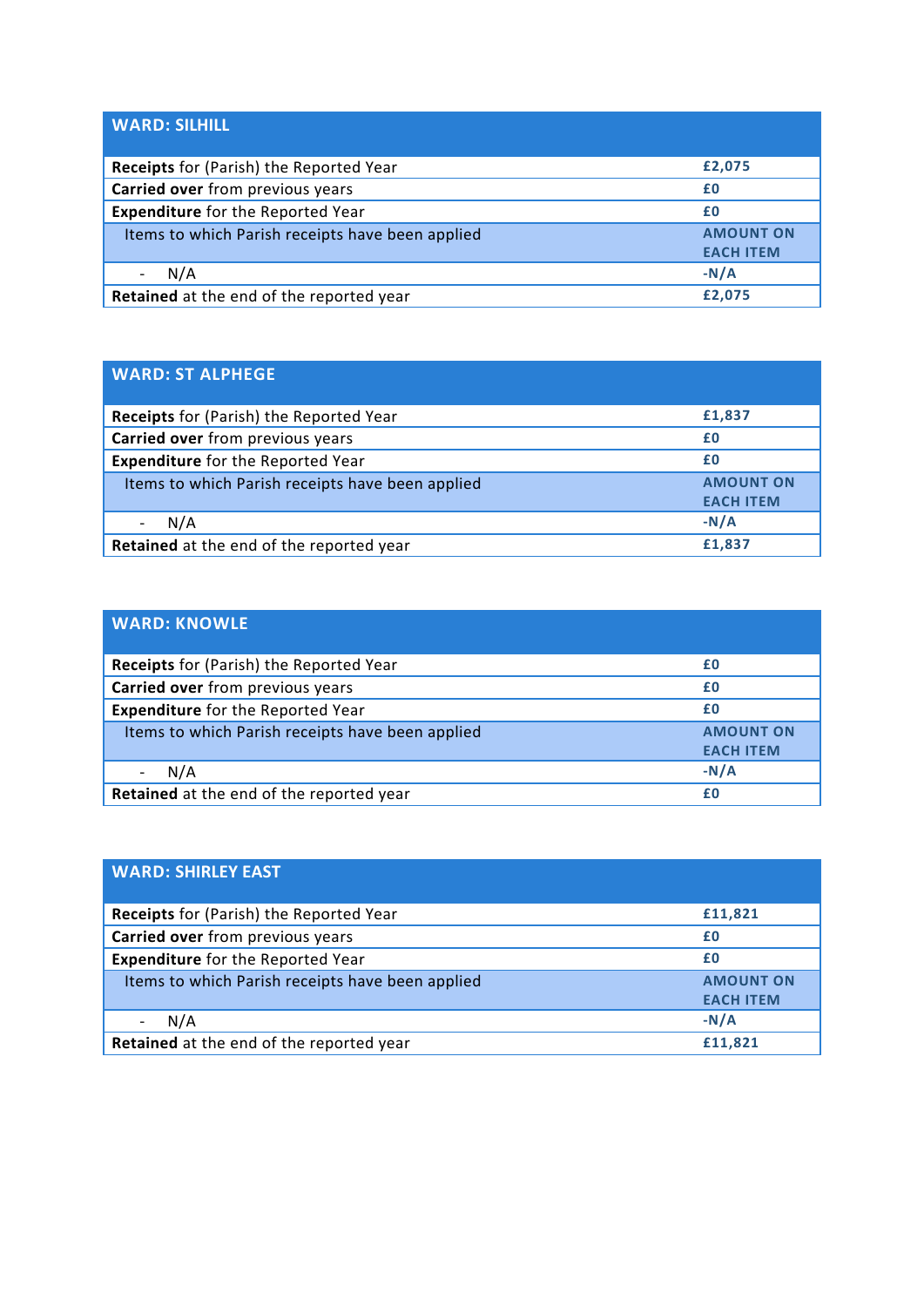| WARD: SILHILL | |
|---|---|
| **Receipts** for (Parish) the Reported Year | **£2,075** |
| **Carried over** from previous years | **£0** |
| **Expenditure** for the Reported Year | **£0** |
| Items to which Parish receipts have been applied | **AMOUNT ON EACH ITEM** |
| - N/A | **-N/A** |
| **Retained** at the end of the reported year | **£2,075** |

| WARD: ST ALPHEGE | |
|---|---|
| **Receipts** for (Parish) the Reported Year | **£1,837** |
| **Carried over** from previous years | **£0** |
| **Expenditure** for the Reported Year | **£0** |
| Items to which Parish receipts have been applied | **AMOUNT ON EACH ITEM** |
| - N/A | **-N/A** |
| **Retained** at the end of the reported year | **£1,837** |

| WARD: KNOWLE | |
|---|---|
| **Receipts** for (Parish) the Reported Year | **£0** |
| **Carried over** from previous years | **£0** |
| **Expenditure** for the Reported Year | **£0** |
| Items to which Parish receipts have been applied | **AMOUNT ON EACH ITEM** |
| - N/A | **-N/A** |
| **Retained** at the end of the reported year | **£0** |

| WARD: SHIRLEY EAST | |
|---|---|
| **Receipts** for (Parish) the Reported Year | **£11,821** |
| **Carried over** from previous years | **£0** |
| **Expenditure** for the Reported Year | **£0** |
| Items to which Parish receipts have been applied | **AMOUNT ON EACH ITEM** |
| - N/A | **-N/A** |
| **Retained** at the end of the reported year | **£11,821** |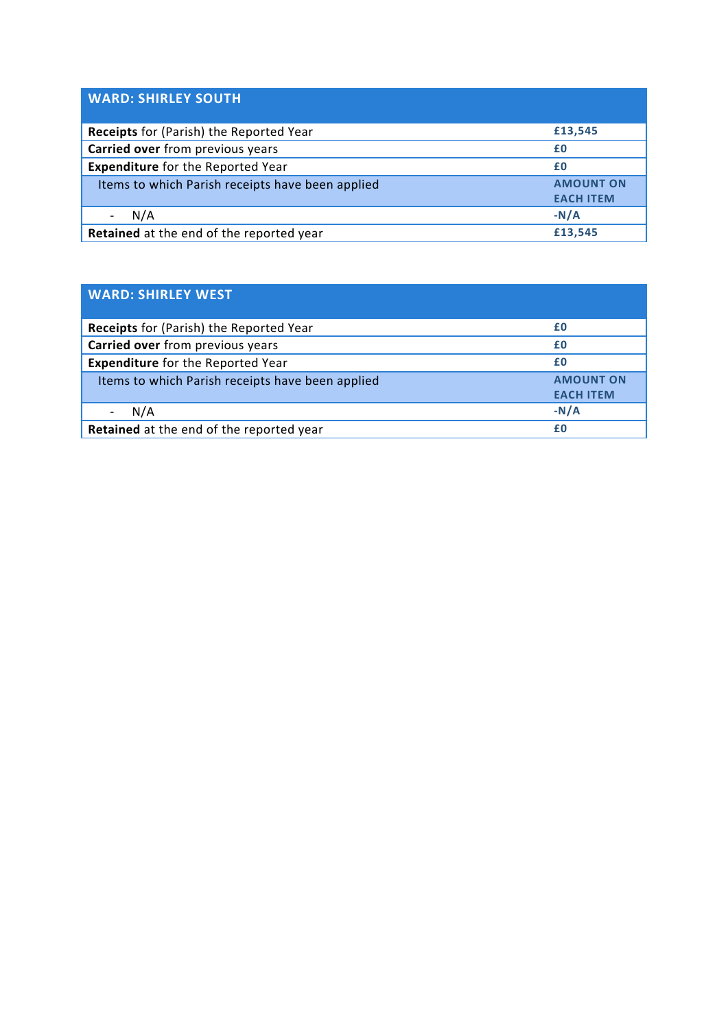| WARD: SHIRLEY SOUTH | |
|---|---|
| **Receipts** for (Parish) the Reported Year | £13,545 |
| **Carried over** from previous years | £0 |
| **Expenditure** for the Reported Year | £0 |
| Items to which Parish receipts have been applied | AMOUNT ON EACH ITEM |
| - N/A | -N/A |
| **Retained** at the end of the reported year | £13,545 |

| WARD: SHIRLEY WEST | |
|---|---|
| **Receipts** for (Parish) the Reported Year | £0 |
| **Carried over** from previous years | £0 |
| **Expenditure** for the Reported Year | £0 |
| Items to which Parish receipts have been applied | AMOUNT ON EACH ITEM |
| - N/A | -N/A |
| **Retained** at the end of the reported year | £0 |